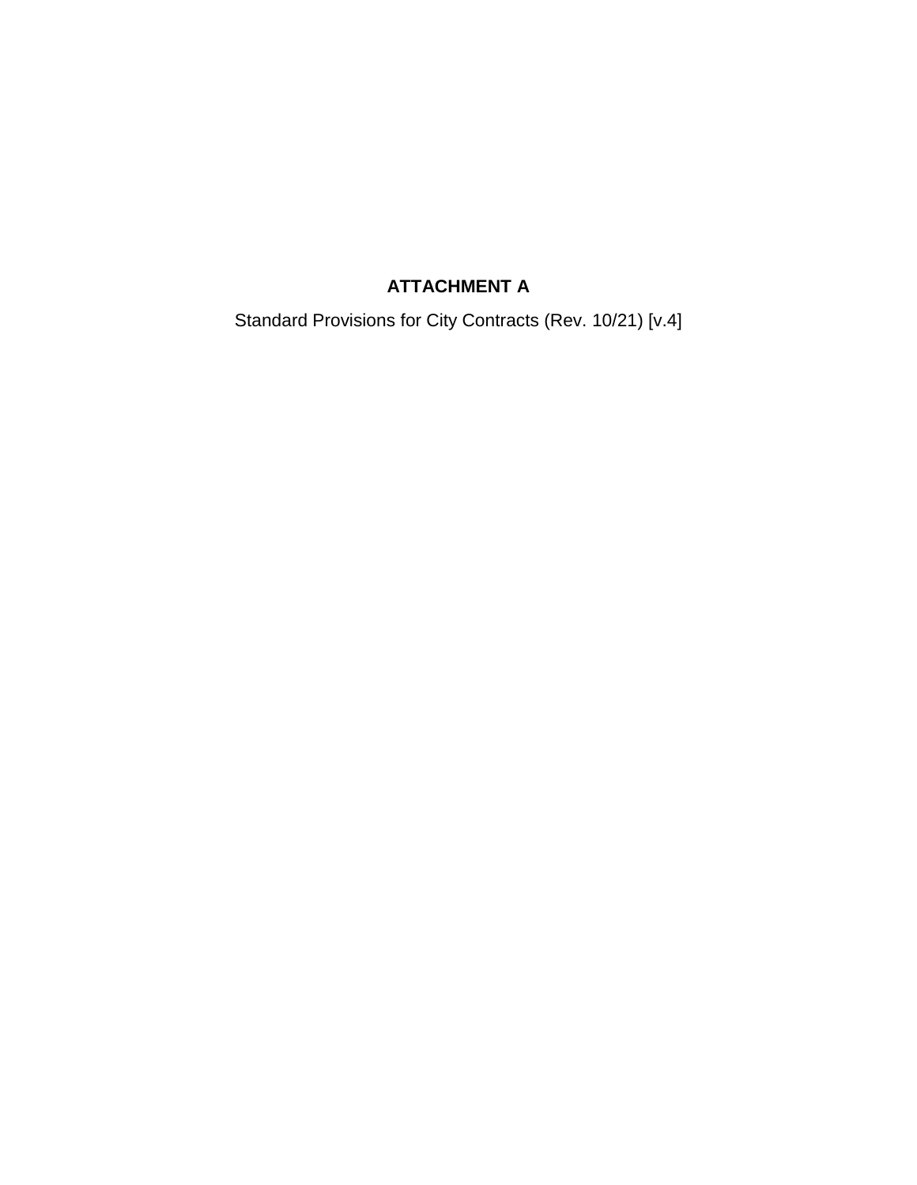# ATTACHMENT A

Standard Provisions for City Contracts (Rev. 10/21) [v.4]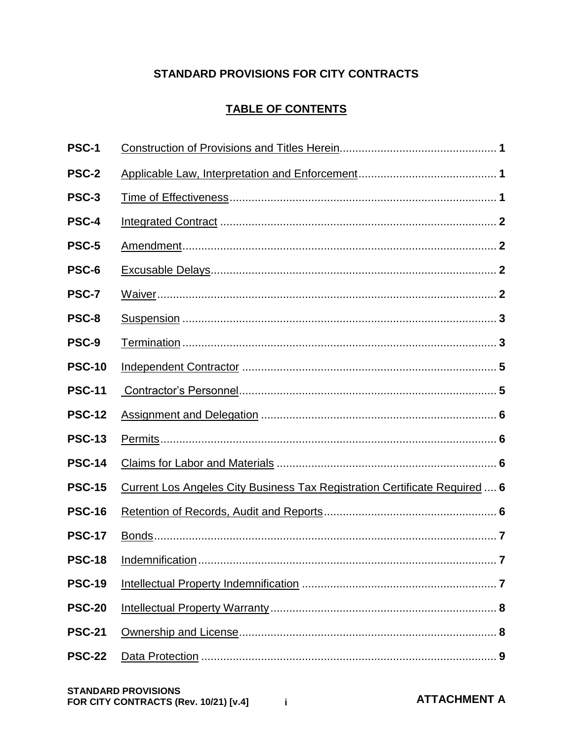**STANDARD PROVISIONS FOR CITY CONTRACTS**

**TABLE OF CONTENTS**

| | | |
|---|---|---|
| **PSC-1** | Construction of Provisions and Titles Herein | **1** |
| **PSC-2** | Applicable Law, Interpretation and Enforcement | **1** |
| **PSC-3** | Time of Effectiveness | **1** |
| **PSC-4** | Integrated Contract | **2** |
| **PSC-5** | Amendment | **2** |
| **PSC-6** | Excusable Delays | **2** |
| **PSC-7** | Waiver | **2** |
| **PSC-8** | Suspension | **3** |
| **PSC-9** | Termination | **3** |
| **PSC-10** | Independent Contractor | **5** |
| **PSC-11** | Contractor's Personnel | **5** |
| **PSC-12** | Assignment and Delegation | **6** |
| **PSC-13** | Permits | **6** |
| **PSC-14** | Claims for Labor and Materials | **6** |
| **PSC-15** | Current Los Angeles City Business Tax Registration Certificate Required | **6** |
| **PSC-16** | Retention of Records, Audit and Reports | **6** |
| **PSC-17** | Bonds | **7** |
| **PSC-18** | Indemnification | **7** |
| **PSC-19** | Intellectual Property Indemnification | **7** |
| **PSC-20** | Intellectual Property Warranty | **8** |
| **PSC-21** | Ownership and License | **8** |
| **PSC-22** | Data Protection | **9** |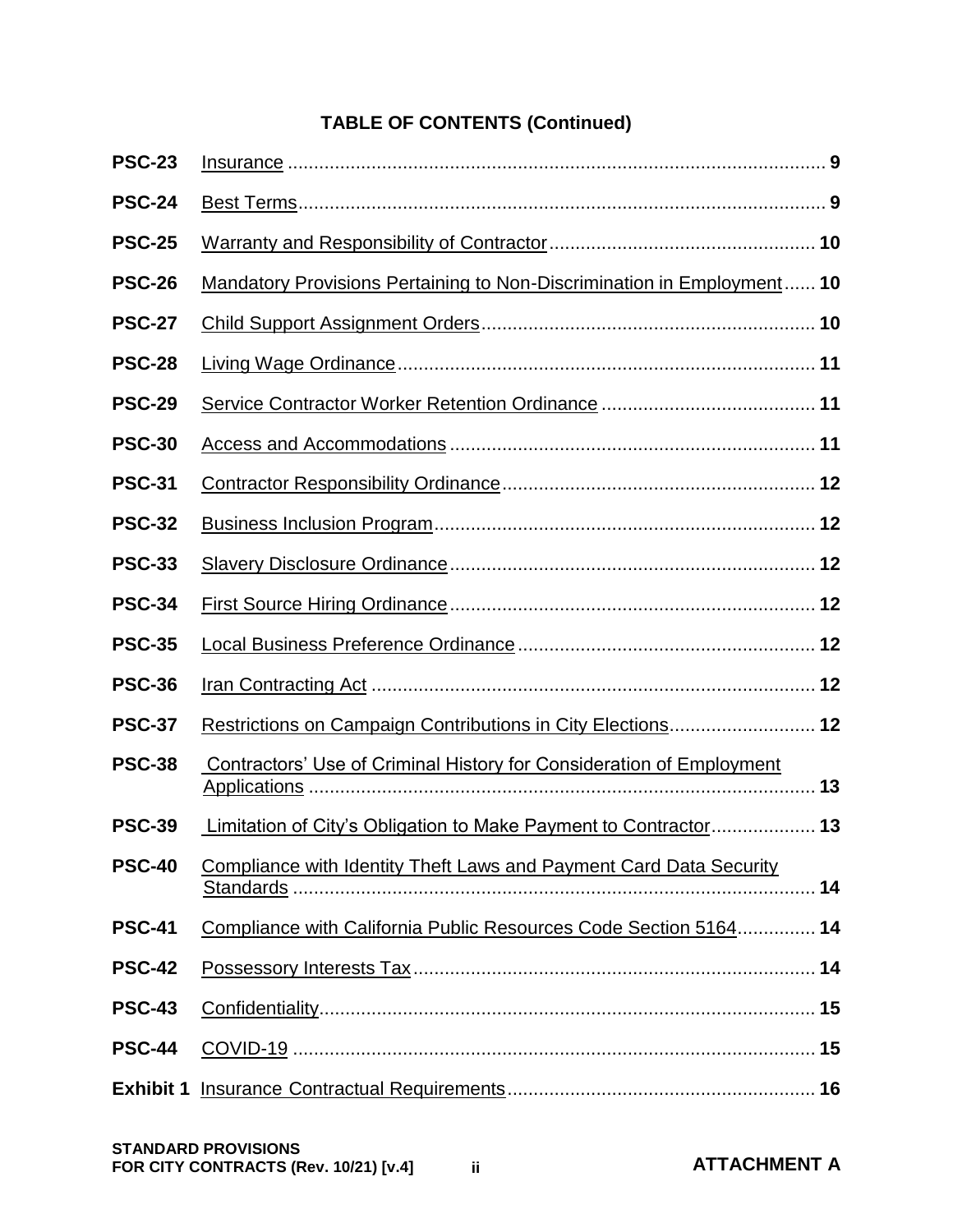## TABLE OF CONTENTS (Continued)

| | | |
|---|---|---|
| **PSC-23** | Insurance | **9** |
| **PSC-24** | Best Terms | **9** |
| **PSC-25** | Warranty and Responsibility of Contractor | **10** |
| **PSC-26** | Mandatory Provisions Pertaining to Non-Discrimination in Employment | **10** |
| **PSC-27** | Child Support Assignment Orders | **10** |
| **PSC-28** | Living Wage Ordinance | **11** |
| **PSC-29** | Service Contractor Worker Retention Ordinance | **11** |
| **PSC-30** | Access and Accommodations | **11** |
| **PSC-31** | Contractor Responsibility Ordinance | **12** |
| **PSC-32** | Business Inclusion Program | **12** |
| **PSC-33** | Slavery Disclosure Ordinance | **12** |
| **PSC-34** | First Source Hiring Ordinance | **12** |
| **PSC-35** | Local Business Preference Ordinance | **12** |
| **PSC-36** | Iran Contracting Act | **12** |
| **PSC-37** | Restrictions on Campaign Contributions in City Elections | **12** |
| **PSC-38** | Contractors' Use of Criminal History for Consideration of Employment Applications | **13** |
| **PSC-39** | Limitation of City's Obligation to Make Payment to Contractor | **13** |
| **PSC-40** | Compliance with Identity Theft Laws and Payment Card Data Security Standards | **14** |
| **PSC-41** | Compliance with California Public Resources Code Section 5164 | **14** |
| **PSC-42** | Possessory Interests Tax | **14** |
| **PSC-43** | Confidentiality | **15** |
| **PSC-44** | COVID-19 | **15** |
| **Exhibit 1** | Insurance Contractual Requirements | **16** |

**STANDARD PROVISIONS FOR CITY CONTRACTS (Rev. 10/21) [v.4]** **ATTACHMENT A**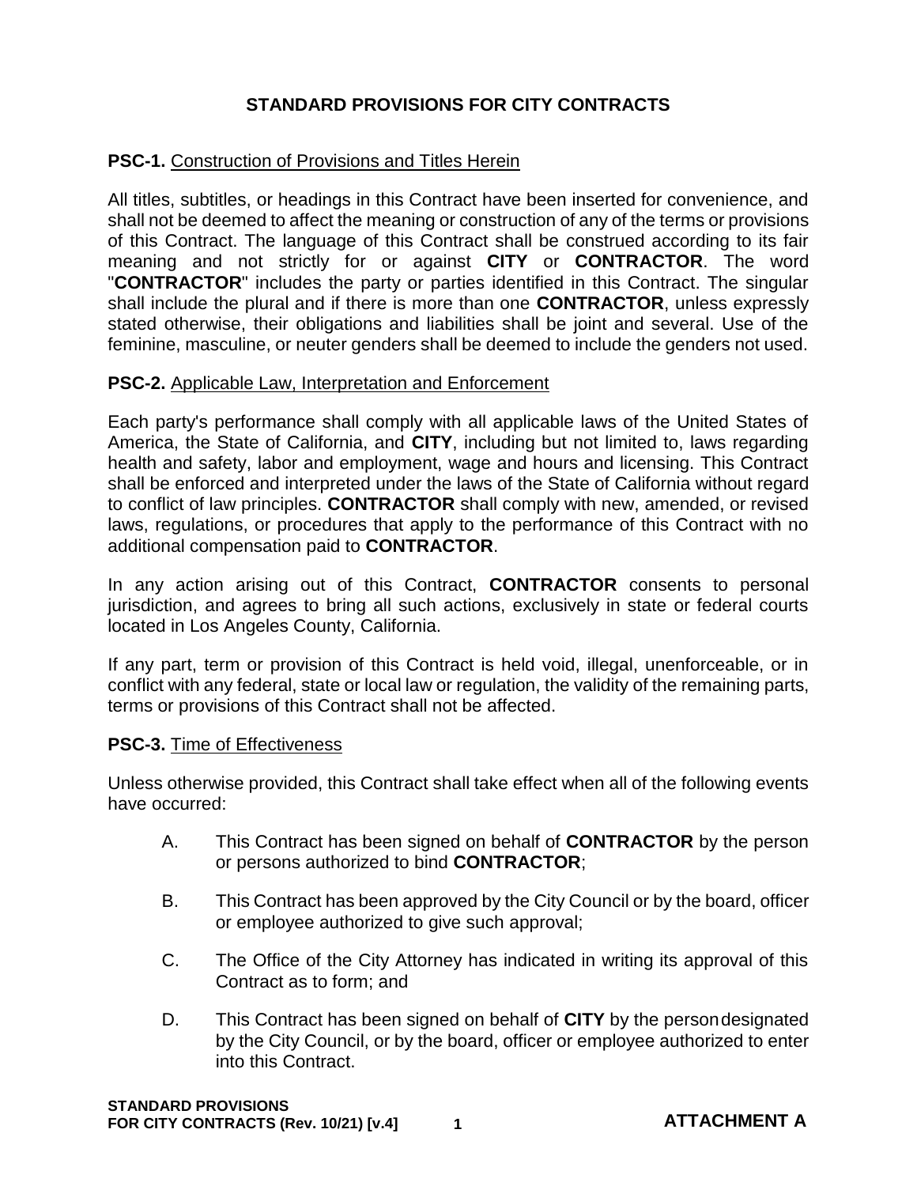# STANDARD PROVISIONS FOR CITY CONTRACTS

**PSC-1.** Construction of Provisions and Titles Herein

All titles, subtitles, or headings in this Contract have been inserted for convenience, and shall not be deemed to affect the meaning or construction of any of the terms or provisions of this Contract. The language of this Contract shall be construed according to its fair meaning and not strictly for or against **CITY** or **CONTRACTOR**. The word "**CONTRACTOR**" includes the party or parties identified in this Contract. The singular shall include the plural and if there is more than one **CONTRACTOR**, unless expressly stated otherwise, their obligations and liabilities shall be joint and several. Use of the feminine, masculine, or neuter genders shall be deemed to include the genders not used.

**PSC-2.** Applicable Law, Interpretation and Enforcement

Each party's performance shall comply with all applicable laws of the United States of America, the State of California, and **CITY**, including but not limited to, laws regarding health and safety, labor and employment, wage and hours and licensing. This Contract shall be enforced and interpreted under the laws of the State of California without regard to conflict of law principles. **CONTRACTOR** shall comply with new, amended, or revised laws, regulations, or procedures that apply to the performance of this Contract with no additional compensation paid to **CONTRACTOR**.

In any action arising out of this Contract, **CONTRACTOR** consents to personal jurisdiction, and agrees to bring all such actions, exclusively in state or federal courts located in Los Angeles County, California.

If any part, term or provision of this Contract is held void, illegal, unenforceable, or in conflict with any federal, state or local law or regulation, the validity of the remaining parts, terms or provisions of this Contract shall not be affected.

**PSC-3.** Time of Effectiveness

Unless otherwise provided, this Contract shall take effect when all of the following events have occurred:

A. This Contract has been signed on behalf of **CONTRACTOR** by the person or persons authorized to bind **CONTRACTOR**;

B. This Contract has been approved by the City Council or by the board, officer or employee authorized to give such approval;

C. The Office of the City Attorney has indicated in writing its approval of this Contract as to form; and

D. This Contract has been signed on behalf of **CITY** by the person designated by the City Council, or by the board, officer or employee authorized to enter into this Contract.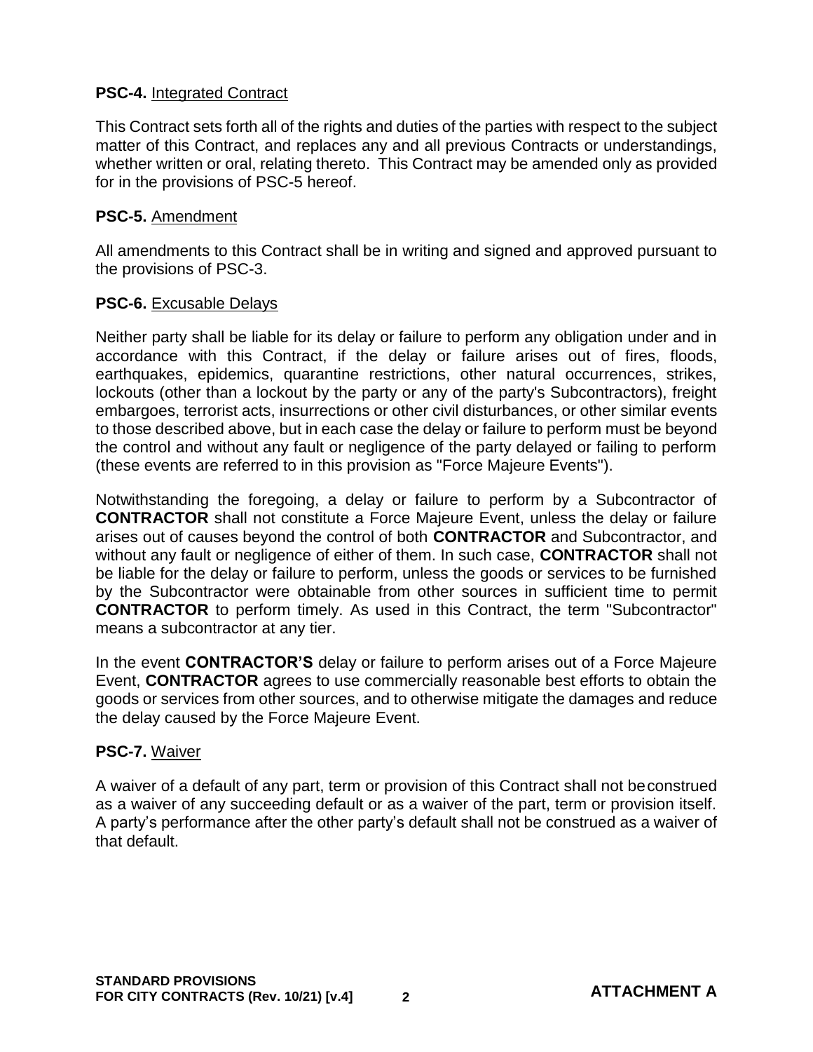**PSC-4.** Integrated Contract

This Contract sets forth all of the rights and duties of the parties with respect to the subject matter of this Contract, and replaces any and all previous Contracts or understandings, whether written or oral, relating thereto. This Contract may be amended only as provided for in the provisions of PSC-5 hereof.

**PSC-5.** Amendment

All amendments to this Contract shall be in writing and signed and approved pursuant to the provisions of PSC-3.

**PSC-6.** Excusable Delays

Neither party shall be liable for its delay or failure to perform any obligation under and in accordance with this Contract, if the delay or failure arises out of fires, floods, earthquakes, epidemics, quarantine restrictions, other natural occurrences, strikes, lockouts (other than a lockout by the party or any of the party's Subcontractors), freight embargoes, terrorist acts, insurrections or other civil disturbances, or other similar events to those described above, but in each case the delay or failure to perform must be beyond the control and without any fault or negligence of the party delayed or failing to perform (these events are referred to in this provision as "Force Majeure Events").

Notwithstanding the foregoing, a delay or failure to perform by a Subcontractor of **CONTRACTOR** shall not constitute a Force Majeure Event, unless the delay or failure arises out of causes beyond the control of both **CONTRACTOR** and Subcontractor, and without any fault or negligence of either of them. In such case, **CONTRACTOR** shall not be liable for the delay or failure to perform, unless the goods or services to be furnished by the Subcontractor were obtainable from other sources in sufficient time to permit **CONTRACTOR** to perform timely. As used in this Contract, the term "Subcontractor" means a subcontractor at any tier.

In the event **CONTRACTOR'S** delay or failure to perform arises out of a Force Majeure Event, **CONTRACTOR** agrees to use commercially reasonable best efforts to obtain the goods or services from other sources, and to otherwise mitigate the damages and reduce the delay caused by the Force Majeure Event.

**PSC-7.** Waiver

A waiver of a default of any part, term or provision of this Contract shall not be construed as a waiver of any succeeding default or as a waiver of the part, term or provision itself. A party's performance after the other party's default shall not be construed as a waiver of that default.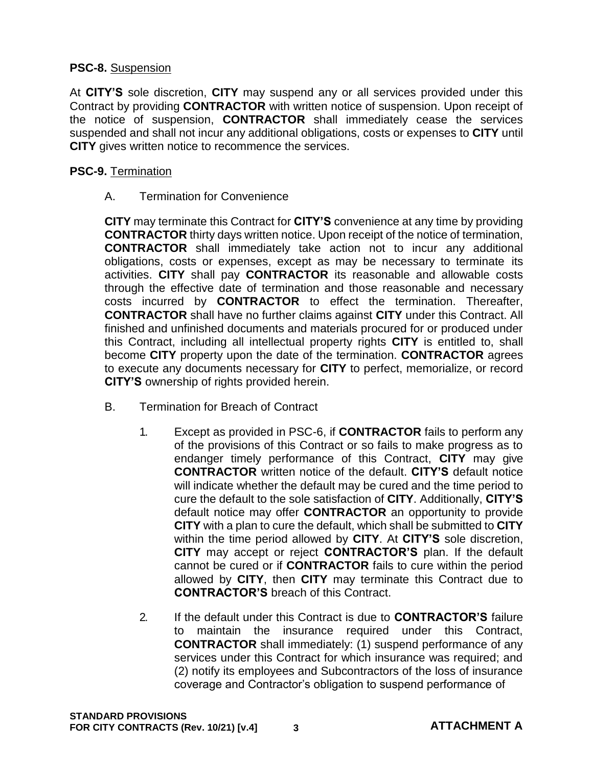**PSC-8.** Suspension

At **CITY'S** sole discretion, **CITY** may suspend any or all services provided under this Contract by providing **CONTRACTOR** with written notice of suspension. Upon receipt of the notice of suspension, **CONTRACTOR** shall immediately cease the services suspended and shall not incur any additional obligations, costs or expenses to **CITY** until **CITY** gives written notice to recommence the services.

**PSC-9.** Termination

A. Termination for Convenience

**CITY** may terminate this Contract for **CITY'S** convenience at any time by providing **CONTRACTOR** thirty days written notice. Upon receipt of the notice of termination, **CONTRACTOR** shall immediately take action not to incur any additional obligations, costs or expenses, except as may be necessary to terminate its activities. **CITY** shall pay **CONTRACTOR** its reasonable and allowable costs through the effective date of termination and those reasonable and necessary costs incurred by **CONTRACTOR** to effect the termination. Thereafter, **CONTRACTOR** shall have no further claims against **CITY** under this Contract. All finished and unfinished documents and materials procured for or produced under this Contract, including all intellectual property rights **CITY** is entitled to, shall become **CITY** property upon the date of the termination. **CONTRACTOR** agrees to execute any documents necessary for **CITY** to perfect, memorialize, or record **CITY'S** ownership of rights provided herein.

B. Termination for Breach of Contract

1. Except as provided in PSC-6, if **CONTRACTOR** fails to perform any of the provisions of this Contract or so fails to make progress as to endanger timely performance of this Contract, **CITY** may give **CONTRACTOR** written notice of the default. **CITY'S** default notice will indicate whether the default may be cured and the time period to cure the default to the sole satisfaction of **CITY**. Additionally, **CITY'S** default notice may offer **CONTRACTOR** an opportunity to provide **CITY** with a plan to cure the default, which shall be submitted to **CITY** within the time period allowed by **CITY**. At **CITY'S** sole discretion, **CITY** may accept or reject **CONTRACTOR'S** plan. If the default cannot be cured or if **CONTRACTOR** fails to cure within the period allowed by **CITY**, then **CITY** may terminate this Contract due to **CONTRACTOR'S** breach of this Contract.

2. If the default under this Contract is due to **CONTRACTOR'S** failure to maintain the insurance required under this Contract, **CONTRACTOR** shall immediately: (1) suspend performance of any services under this Contract for which insurance was required; and (2) notify its employees and Subcontractors of the loss of insurance coverage and Contractor's obligation to suspend performance of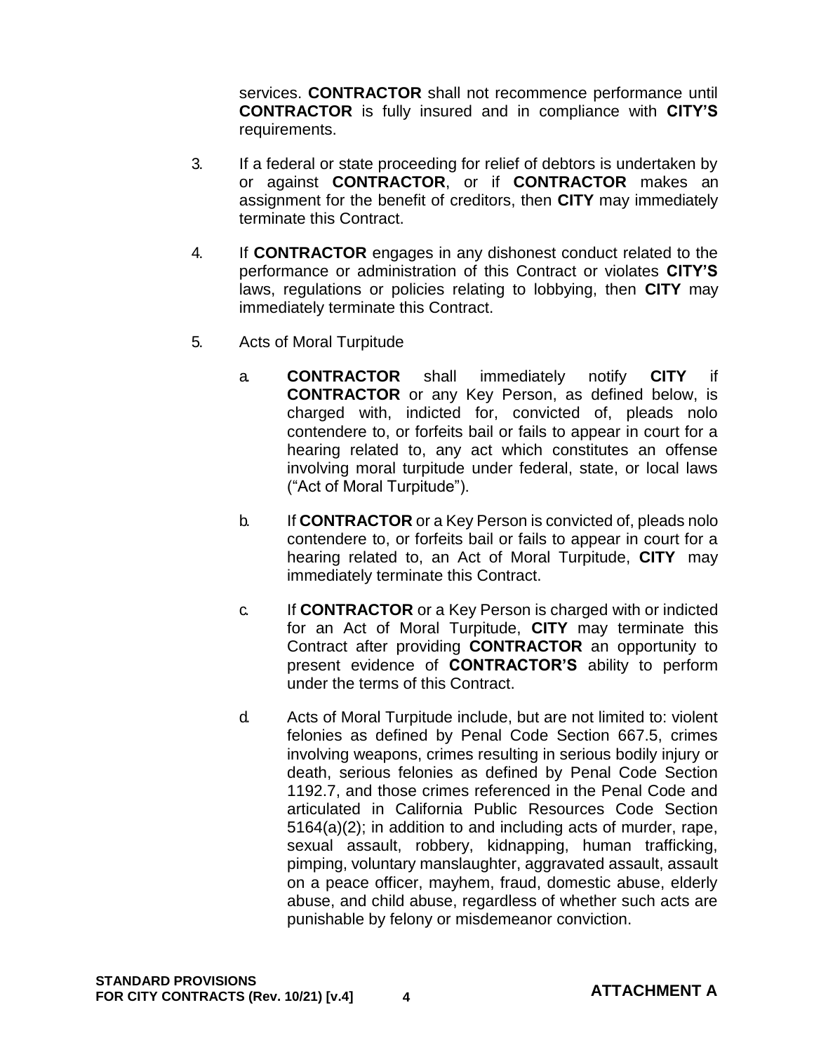services. **CONTRACTOR** shall not recommence performance until **CONTRACTOR** is fully insured and in compliance with **CITY'S** requirements.

3. If a federal or state proceeding for relief of debtors is undertaken by or against **CONTRACTOR**, or if **CONTRACTOR** makes an assignment for the benefit of creditors, then **CITY** may immediately terminate this Contract.

4. If **CONTRACTOR** engages in any dishonest conduct related to the performance or administration of this Contract or violates **CITY'S** laws, regulations or policies relating to lobbying, then **CITY** may immediately terminate this Contract.

5. Acts of Moral Turpitude

   a. **CONTRACTOR** shall immediately notify **CITY** if **CONTRACTOR** or any Key Person, as defined below, is charged with, indicted for, convicted of, pleads nolo contendere to, or forfeits bail or fails to appear in court for a hearing related to, any act which constitutes an offense involving moral turpitude under federal, state, or local laws ("Act of Moral Turpitude").

   b. If **CONTRACTOR** or a Key Person is convicted of, pleads nolo contendere to, or forfeits bail or fails to appear in court for a hearing related to, an Act of Moral Turpitude, **CITY** may immediately terminate this Contract.

   c. If **CONTRACTOR** or a Key Person is charged with or indicted for an Act of Moral Turpitude, **CITY** may terminate this Contract after providing **CONTRACTOR** an opportunity to present evidence of **CONTRACTOR'S** ability to perform under the terms of this Contract.

   d. Acts of Moral Turpitude include, but are not limited to: violent felonies as defined by Penal Code Section 667.5, crimes involving weapons, crimes resulting in serious bodily injury or death, serious felonies as defined by Penal Code Section 1192.7, and those crimes referenced in the Penal Code and articulated in California Public Resources Code Section 5164(a)(2); in addition to and including acts of murder, rape, sexual assault, robbery, kidnapping, human trafficking, pimping, voluntary manslaughter, aggravated assault, assault on a peace officer, mayhem, fraud, domestic abuse, elderly abuse, and child abuse, regardless of whether such acts are punishable by felony or misdemeanor conviction.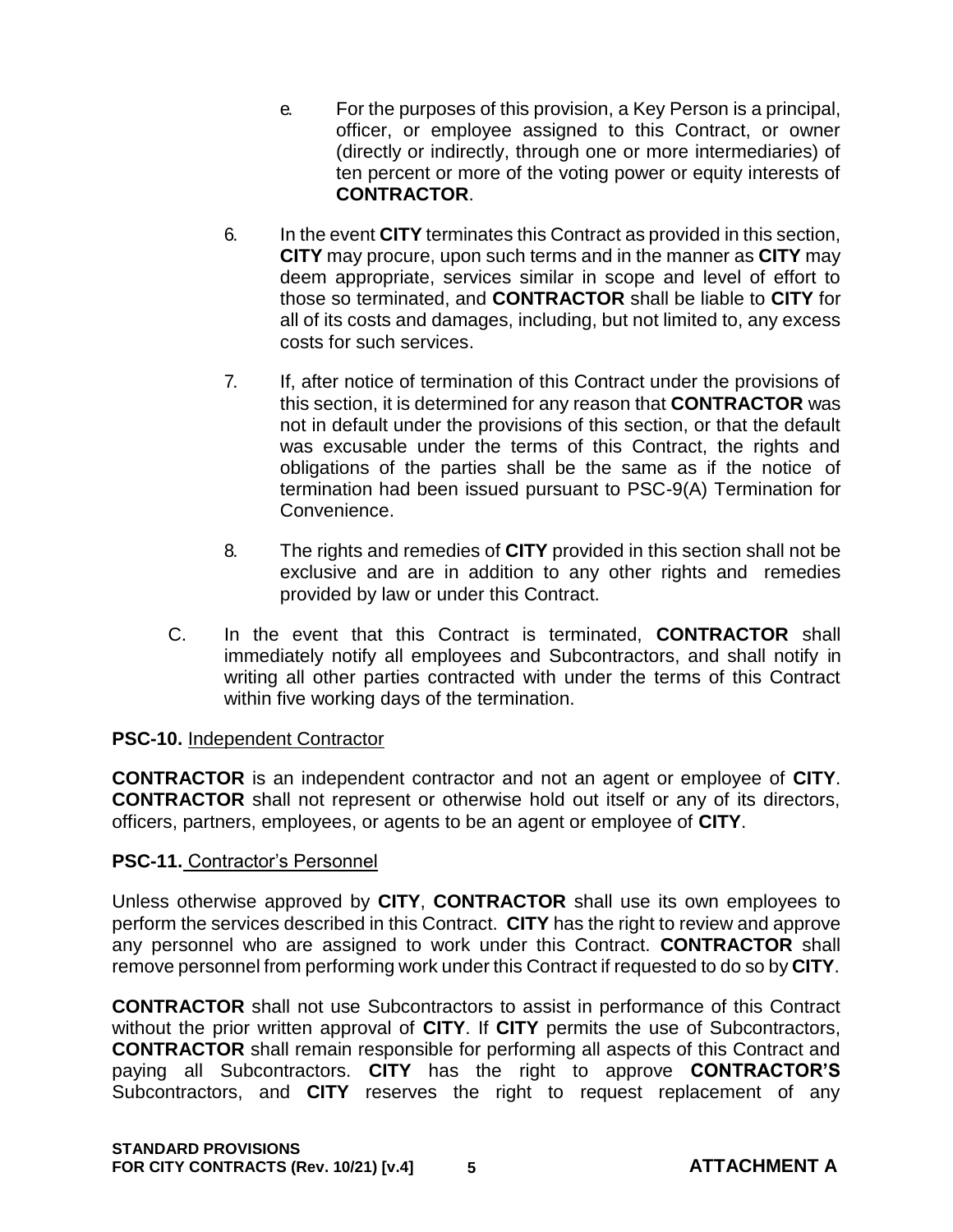e. For the purposes of this provision, a Key Person is a principal, officer, or employee assigned to this Contract, or owner (directly or indirectly, through one or more intermediaries) of ten percent or more of the voting power or equity interests of **CONTRACTOR**.

6. In the event **CITY** terminates this Contract as provided in this section, **CITY** may procure, upon such terms and in the manner as **CITY** may deem appropriate, services similar in scope and level of effort to those so terminated, and **CONTRACTOR** shall be liable to **CITY** for all of its costs and damages, including, but not limited to, any excess costs for such services.

7. If, after notice of termination of this Contract under the provisions of this section, it is determined for any reason that **CONTRACTOR** was not in default under the provisions of this section, or that the default was excusable under the terms of this Contract, the rights and obligations of the parties shall be the same as if the notice of termination had been issued pursuant to PSC-9(A) Termination for Convenience.

8. The rights and remedies of **CITY** provided in this section shall not be exclusive and are in addition to any other rights and remedies provided by law or under this Contract.

C. In the event that this Contract is terminated, **CONTRACTOR** shall immediately notify all employees and Subcontractors, and shall notify in writing all other parties contracted with under the terms of this Contract within five working days of the termination.

**PSC-10.** Independent Contractor

**CONTRACTOR** is an independent contractor and not an agent or employee of **CITY**. **CONTRACTOR** shall not represent or otherwise hold out itself or any of its directors, officers, partners, employees, or agents to be an agent or employee of **CITY**.

**PSC-11.** Contractor's Personnel

Unless otherwise approved by **CITY**, **CONTRACTOR** shall use its own employees to perform the services described in this Contract. **CITY** has the right to review and approve any personnel who are assigned to work under this Contract. **CONTRACTOR** shall remove personnel from performing work under this Contract if requested to do so by **CITY**.

**CONTRACTOR** shall not use Subcontractors to assist in performance of this Contract without the prior written approval of **CITY**. If **CITY** permits the use of Subcontractors, **CONTRACTOR** shall remain responsible for performing all aspects of this Contract and paying all Subcontractors. **CITY** has the right to approve **CONTRACTOR'S** Subcontractors, and **CITY** reserves the right to request replacement of any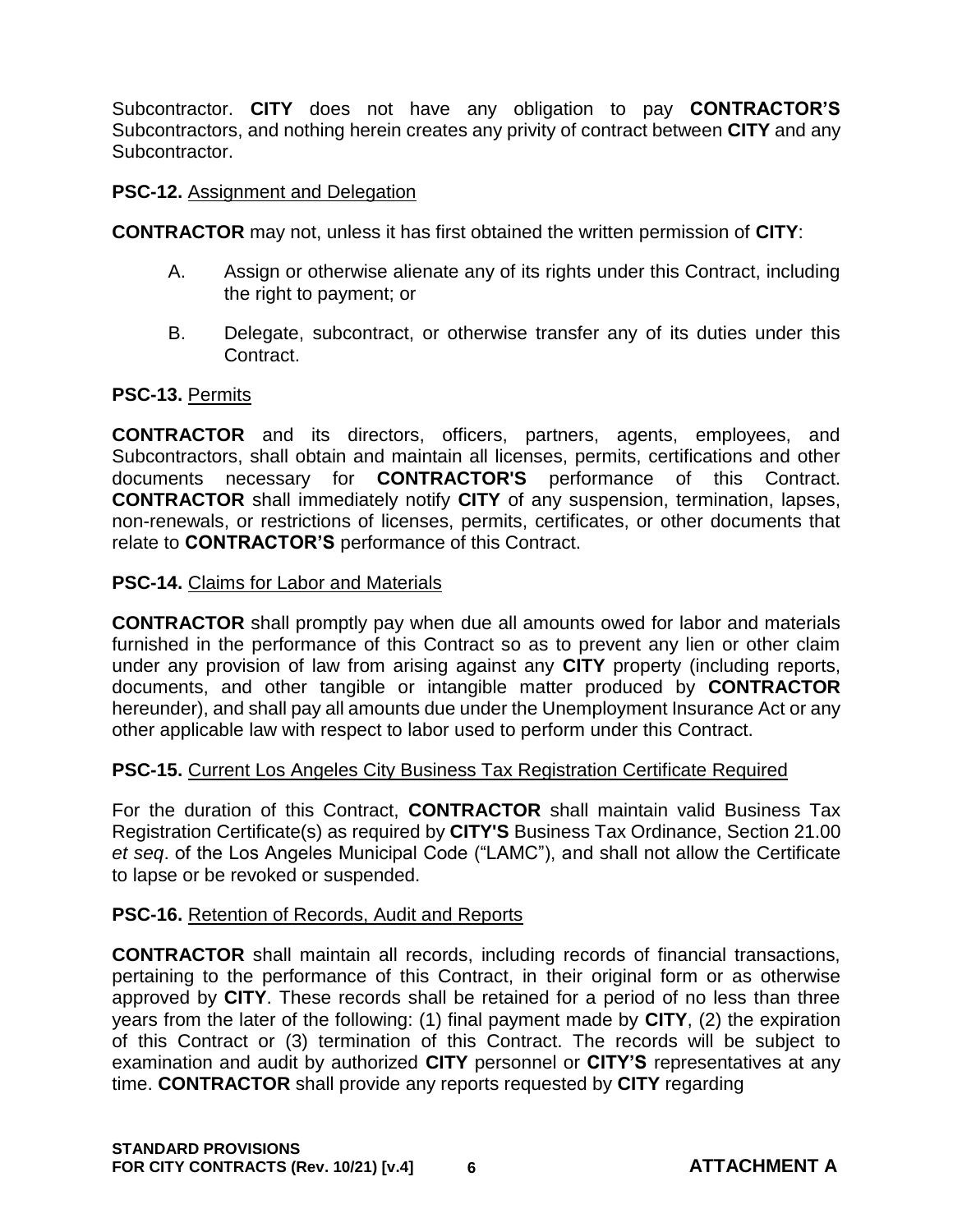Subcontractor. **CITY** does not have any obligation to pay **CONTRACTOR'S** Subcontractors, and nothing herein creates any privity of contract between **CITY** and any Subcontractor.

**PSC-12.** Assignment and Delegation

**CONTRACTOR** may not, unless it has first obtained the written permission of **CITY**:

A. Assign or otherwise alienate any of its rights under this Contract, including the right to payment; or

B. Delegate, subcontract, or otherwise transfer any of its duties under this Contract.

**PSC-13.** Permits

**CONTRACTOR** and its directors, officers, partners, agents, employees, and Subcontractors, shall obtain and maintain all licenses, permits, certifications and other documents necessary for **CONTRACTOR'S** performance of this Contract. **CONTRACTOR** shall immediately notify **CITY** of any suspension, termination, lapses, non-renewals, or restrictions of licenses, permits, certificates, or other documents that relate to **CONTRACTOR'S** performance of this Contract.

**PSC-14.** Claims for Labor and Materials

**CONTRACTOR** shall promptly pay when due all amounts owed for labor and materials furnished in the performance of this Contract so as to prevent any lien or other claim under any provision of law from arising against any **CITY** property (including reports, documents, and other tangible or intangible matter produced by **CONTRACTOR** hereunder), and shall pay all amounts due under the Unemployment Insurance Act or any other applicable law with respect to labor used to perform under this Contract.

**PSC-15.** Current Los Angeles City Business Tax Registration Certificate Required

For the duration of this Contract, **CONTRACTOR** shall maintain valid Business Tax Registration Certificate(s) as required by **CITY'S** Business Tax Ordinance, Section 21.00 *et seq*. of the Los Angeles Municipal Code ("LAMC"), and shall not allow the Certificate to lapse or be revoked or suspended.

**PSC-16.** Retention of Records, Audit and Reports

**CONTRACTOR** shall maintain all records, including records of financial transactions, pertaining to the performance of this Contract, in their original form or as otherwise approved by **CITY**. These records shall be retained for a period of no less than three years from the later of the following: (1) final payment made by **CITY**, (2) the expiration of this Contract or (3) termination of this Contract. The records will be subject to examination and audit by authorized **CITY** personnel or **CITY'S** representatives at any time. **CONTRACTOR** shall provide any reports requested by **CITY** regarding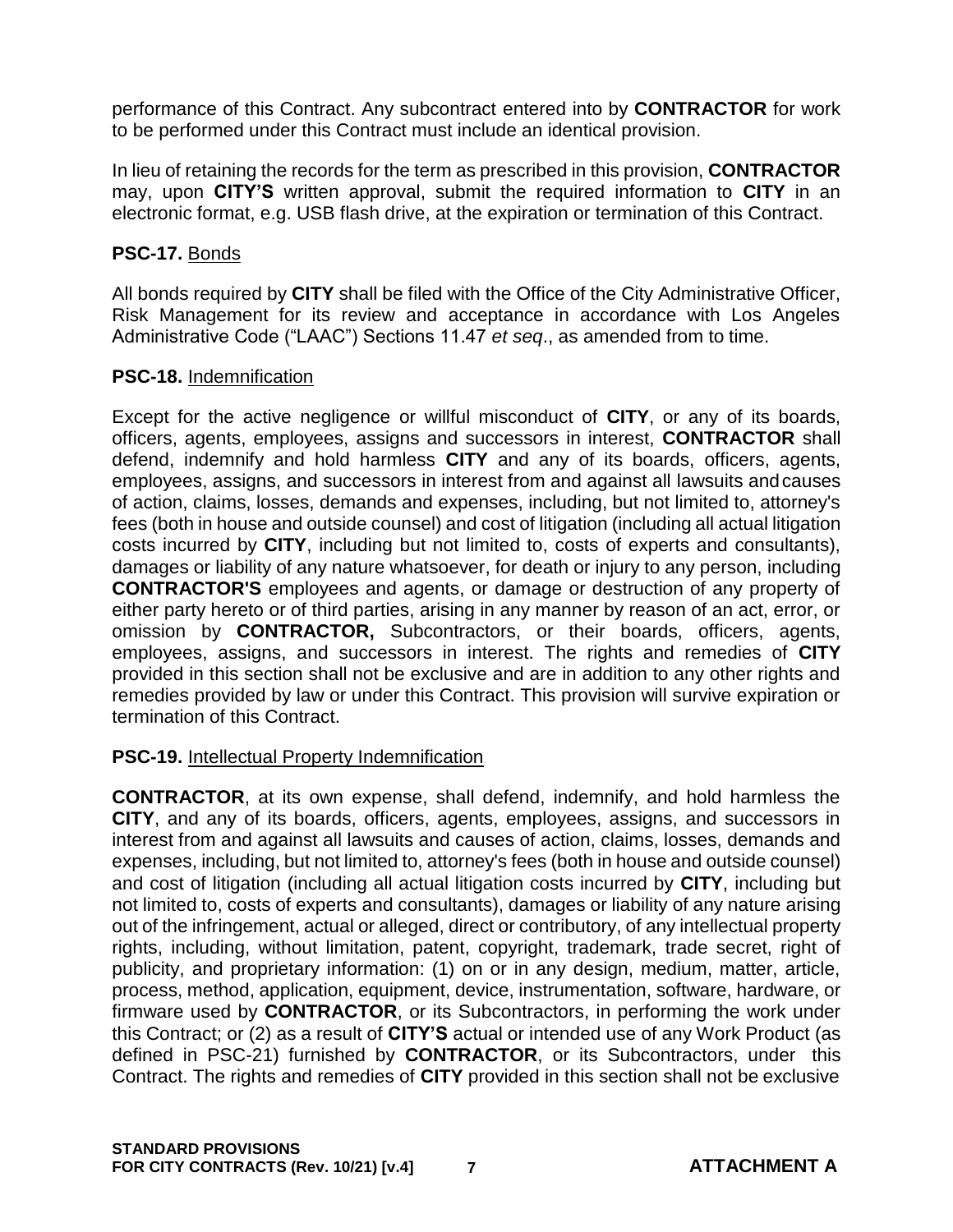performance of this Contract. Any subcontract entered into by **CONTRACTOR** for work to be performed under this Contract must include an identical provision.

In lieu of retaining the records for the term as prescribed in this provision, **CONTRACTOR** may, upon **CITY'S** written approval, submit the required information to **CITY** in an electronic format, e.g. USB flash drive, at the expiration or termination of this Contract.

**PSC-17.** Bonds

All bonds required by **CITY** shall be filed with the Office of the City Administrative Officer, Risk Management for its review and acceptance in accordance with Los Angeles Administrative Code ("LAAC") Sections 11.47 *et seq*., as amended from to time.

**PSC-18.** Indemnification

Except for the active negligence or willful misconduct of **CITY**, or any of its boards, officers, agents, employees, assigns and successors in interest, **CONTRACTOR** shall defend, indemnify and hold harmless **CITY** and any of its boards, officers, agents, employees, assigns, and successors in interest from and against all lawsuits and causes of action, claims, losses, demands and expenses, including, but not limited to, attorney's fees (both in house and outside counsel) and cost of litigation (including all actual litigation costs incurred by **CITY**, including but not limited to, costs of experts and consultants), damages or liability of any nature whatsoever, for death or injury to any person, including **CONTRACTOR'S** employees and agents, or damage or destruction of any property of either party hereto or of third parties, arising in any manner by reason of an act, error, or omission by **CONTRACTOR,** Subcontractors, or their boards, officers, agents, employees, assigns, and successors in interest. The rights and remedies of **CITY** provided in this section shall not be exclusive and are in addition to any other rights and remedies provided by law or under this Contract. This provision will survive expiration or termination of this Contract.

**PSC-19.** Intellectual Property Indemnification

**CONTRACTOR**, at its own expense, shall defend, indemnify, and hold harmless the **CITY**, and any of its boards, officers, agents, employees, assigns, and successors in interest from and against all lawsuits and causes of action, claims, losses, demands and expenses, including, but not limited to, attorney's fees (both in house and outside counsel) and cost of litigation (including all actual litigation costs incurred by **CITY**, including but not limited to, costs of experts and consultants), damages or liability of any nature arising out of the infringement, actual or alleged, direct or contributory, of any intellectual property rights, including, without limitation, patent, copyright, trademark, trade secret, right of publicity, and proprietary information: (1) on or in any design, medium, matter, article, process, method, application, equipment, device, instrumentation, software, hardware, or firmware used by **CONTRACTOR**, or its Subcontractors, in performing the work under this Contract; or (2) as a result of **CITY'S** actual or intended use of any Work Product (as defined in PSC-21) furnished by **CONTRACTOR**, or its Subcontractors, under this Contract. The rights and remedies of **CITY** provided in this section shall not be exclusive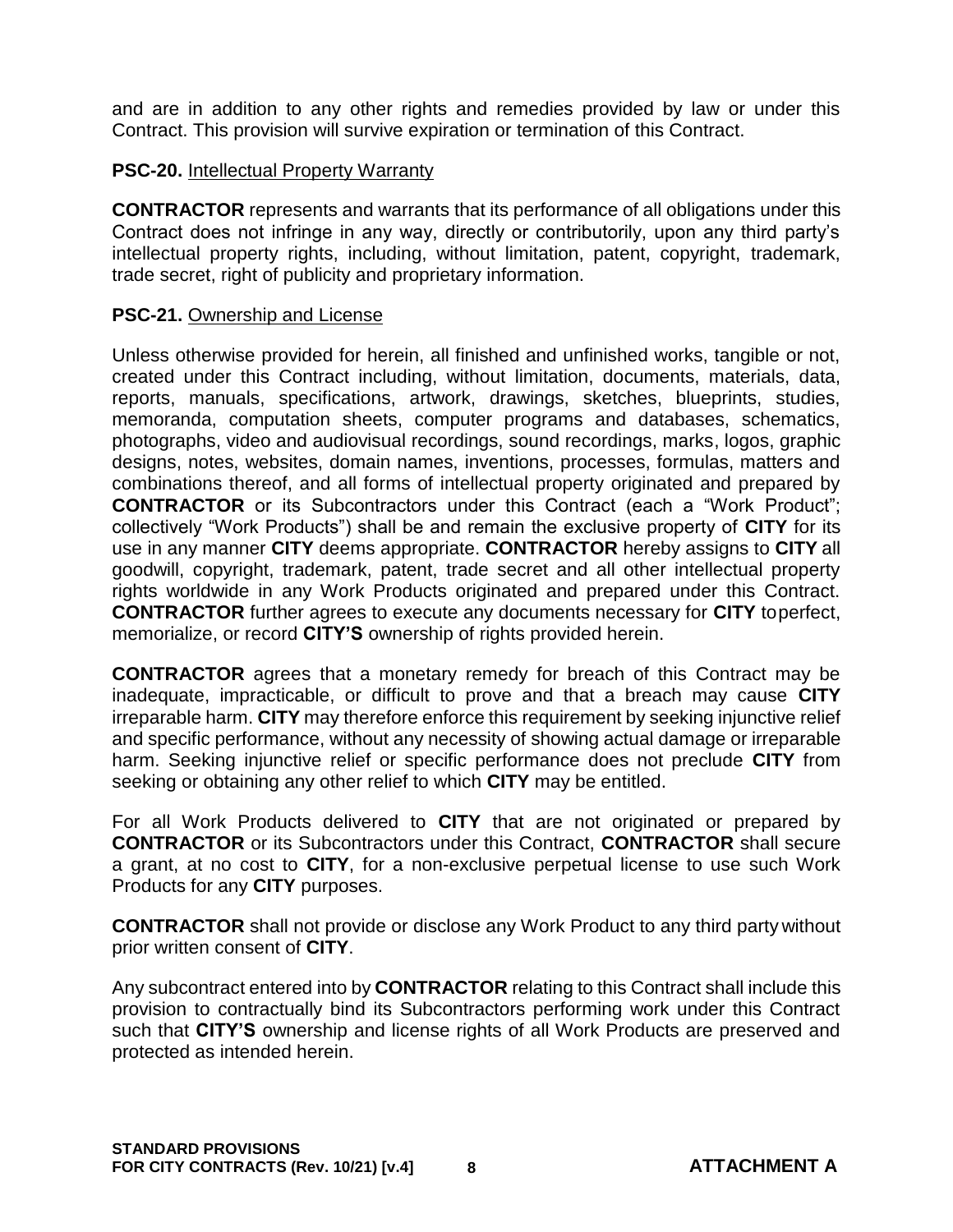and are in addition to any other rights and remedies provided by law or under this Contract. This provision will survive expiration or termination of this Contract.

**PSC-20.** Intellectual Property Warranty

**CONTRACTOR** represents and warrants that its performance of all obligations under this Contract does not infringe in any way, directly or contributorily, upon any third party's intellectual property rights, including, without limitation, patent, copyright, trademark, trade secret, right of publicity and proprietary information.

**PSC-21.** Ownership and License

Unless otherwise provided for herein, all finished and unfinished works, tangible or not, created under this Contract including, without limitation, documents, materials, data, reports, manuals, specifications, artwork, drawings, sketches, blueprints, studies, memoranda, computation sheets, computer programs and databases, schematics, photographs, video and audiovisual recordings, sound recordings, marks, logos, graphic designs, notes, websites, domain names, inventions, processes, formulas, matters and combinations thereof, and all forms of intellectual property originated and prepared by **CONTRACTOR** or its Subcontractors under this Contract (each a "Work Product"; collectively "Work Products") shall be and remain the exclusive property of **CITY** for its use in any manner **CITY** deems appropriate. **CONTRACTOR** hereby assigns to **CITY** all goodwill, copyright, trademark, patent, trade secret and all other intellectual property rights worldwide in any Work Products originated and prepared under this Contract. **CONTRACTOR** further agrees to execute any documents necessary for **CITY** toperfect, memorialize, or record **CITY'S** ownership of rights provided herein.

**CONTRACTOR** agrees that a monetary remedy for breach of this Contract may be inadequate, impracticable, or difficult to prove and that a breach may cause **CITY** irreparable harm. **CITY** may therefore enforce this requirement by seeking injunctive relief and specific performance, without any necessity of showing actual damage or irreparable harm. Seeking injunctive relief or specific performance does not preclude **CITY** from seeking or obtaining any other relief to which **CITY** may be entitled.

For all Work Products delivered to **CITY** that are not originated or prepared by **CONTRACTOR** or its Subcontractors under this Contract, **CONTRACTOR** shall secure a grant, at no cost to **CITY**, for a non-exclusive perpetual license to use such Work Products for any **CITY** purposes.

**CONTRACTOR** shall not provide or disclose any Work Product to any third party without prior written consent of **CITY**.

Any subcontract entered into by **CONTRACTOR** relating to this Contract shall include this provision to contractually bind its Subcontractors performing work under this Contract such that **CITY'S** ownership and license rights of all Work Products are preserved and protected as intended herein.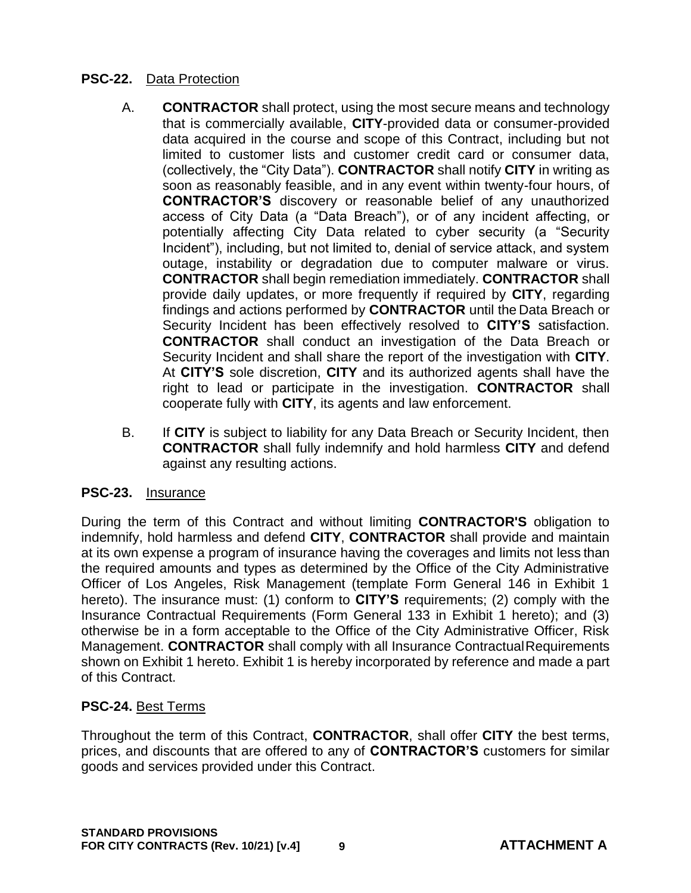**PSC-22.** Data Protection

A. **CONTRACTOR** shall protect, using the most secure means and technology that is commercially available, **CITY**-provided data or consumer-provided data acquired in the course and scope of this Contract, including but not limited to customer lists and customer credit card or consumer data, (collectively, the "City Data"). **CONTRACTOR** shall notify **CITY** in writing as soon as reasonably feasible, and in any event within twenty-four hours, of **CONTRACTOR'S** discovery or reasonable belief of any unauthorized access of City Data (a "Data Breach"), or of any incident affecting, or potentially affecting City Data related to cyber security (a "Security Incident"), including, but not limited to, denial of service attack, and system outage, instability or degradation due to computer malware or virus. **CONTRACTOR** shall begin remediation immediately. **CONTRACTOR** shall provide daily updates, or more frequently if required by **CITY**, regarding findings and actions performed by **CONTRACTOR** until the Data Breach or Security Incident has been effectively resolved to **CITY'S** satisfaction. **CONTRACTOR** shall conduct an investigation of the Data Breach or Security Incident and shall share the report of the investigation with **CITY**. At **CITY'S** sole discretion, **CITY** and its authorized agents shall have the right to lead or participate in the investigation. **CONTRACTOR** shall cooperate fully with **CITY**, its agents and law enforcement.

B. If **CITY** is subject to liability for any Data Breach or Security Incident, then **CONTRACTOR** shall fully indemnify and hold harmless **CITY** and defend against any resulting actions.

**PSC-23.** Insurance

During the term of this Contract and without limiting **CONTRACTOR'S** obligation to indemnify, hold harmless and defend **CITY**, **CONTRACTOR** shall provide and maintain at its own expense a program of insurance having the coverages and limits not less than the required amounts and types as determined by the Office of the City Administrative Officer of Los Angeles, Risk Management (template Form General 146 in Exhibit 1 hereto). The insurance must: (1) conform to **CITY'S** requirements; (2) comply with the Insurance Contractual Requirements (Form General 133 in Exhibit 1 hereto); and (3) otherwise be in a form acceptable to the Office of the City Administrative Officer, Risk Management. **CONTRACTOR** shall comply with all Insurance Contractual Requirements shown on Exhibit 1 hereto. Exhibit 1 is hereby incorporated by reference and made a part of this Contract.

**PSC-24.** Best Terms

Throughout the term of this Contract, **CONTRACTOR**, shall offer **CITY** the best terms, prices, and discounts that are offered to any of **CONTRACTOR'S** customers for similar goods and services provided under this Contract.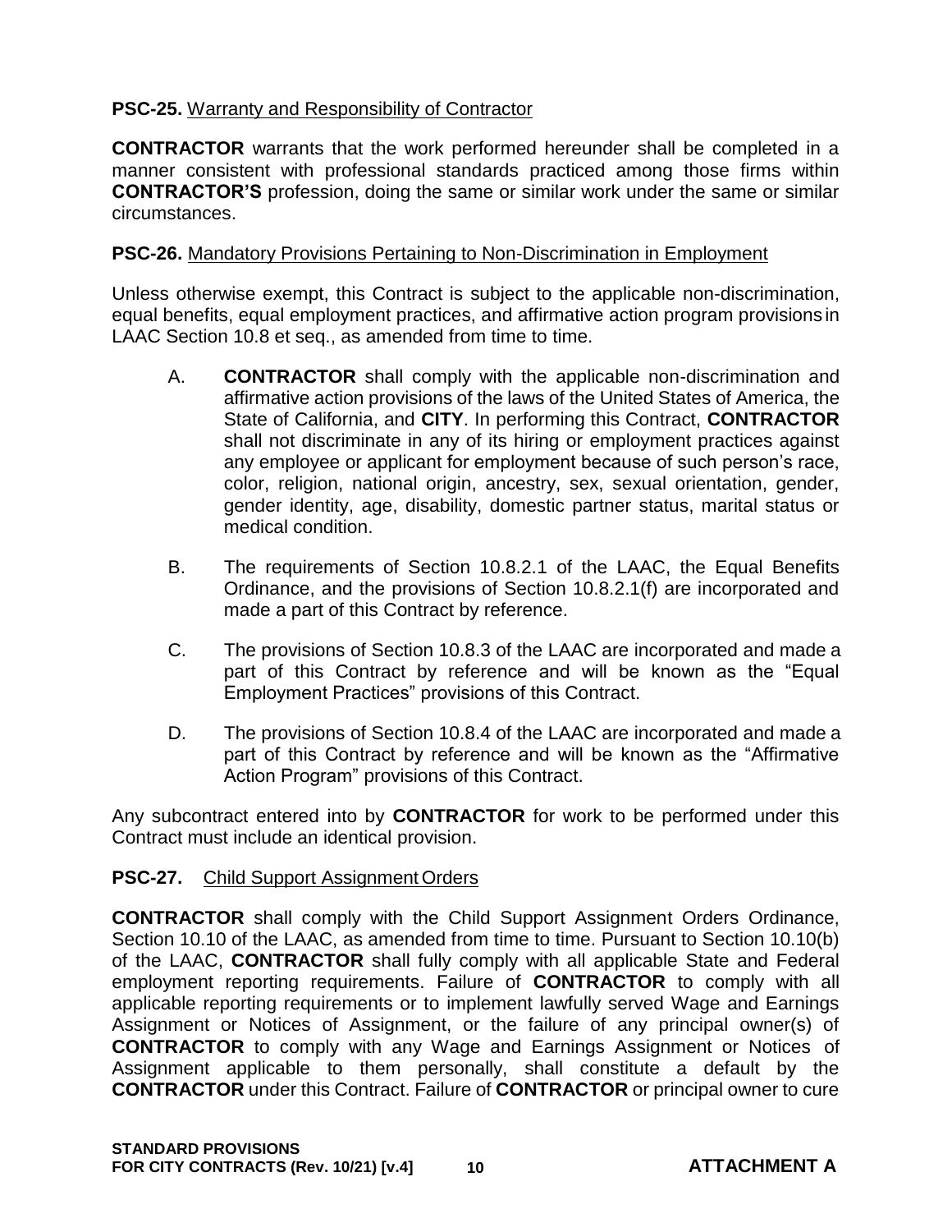**PSC-25.** <u>Warranty and Responsibility of Contractor</u>

**CONTRACTOR** warrants that the work performed hereunder shall be completed in a manner consistent with professional standards practiced among those firms within **CONTRACTOR'S** profession, doing the same or similar work under the same or similar circumstances.

**PSC-26.** <u>Mandatory Provisions Pertaining to Non-Discrimination in Employment</u>

Unless otherwise exempt, this Contract is subject to the applicable non-discrimination, equal benefits, equal employment practices, and affirmative action program provisions in LAAC Section 10.8 et seq., as amended from time to time.

A. **CONTRACTOR** shall comply with the applicable non-discrimination and affirmative action provisions of the laws of the United States of America, the State of California, and **CITY**. In performing this Contract, **CONTRACTOR** shall not discriminate in any of its hiring or employment practices against any employee or applicant for employment because of such person's race, color, religion, national origin, ancestry, sex, sexual orientation, gender, gender identity, age, disability, domestic partner status, marital status or medical condition.

B. The requirements of Section 10.8.2.1 of the LAAC, the Equal Benefits Ordinance, and the provisions of Section 10.8.2.1(f) are incorporated and made a part of this Contract by reference.

C. The provisions of Section 10.8.3 of the LAAC are incorporated and made a part of this Contract by reference and will be known as the "Equal Employment Practices" provisions of this Contract.

D. The provisions of Section 10.8.4 of the LAAC are incorporated and made a part of this Contract by reference and will be known as the "Affirmative Action Program" provisions of this Contract.

Any subcontract entered into by **CONTRACTOR** for work to be performed under this Contract must include an identical provision.

**PSC-27.** <u>Child Support Assignment Orders</u>

**CONTRACTOR** shall comply with the Child Support Assignment Orders Ordinance, Section 10.10 of the LAAC, as amended from time to time. Pursuant to Section 10.10(b) of the LAAC, **CONTRACTOR** shall fully comply with all applicable State and Federal employment reporting requirements. Failure of **CONTRACTOR** to comply with all applicable reporting requirements or to implement lawfully served Wage and Earnings Assignment or Notices of Assignment, or the failure of any principal owner(s) of **CONTRACTOR** to comply with any Wage and Earnings Assignment or Notices of Assignment applicable to them personally, shall constitute a default by the **CONTRACTOR** under this Contract. Failure of **CONTRACTOR** or principal owner to cure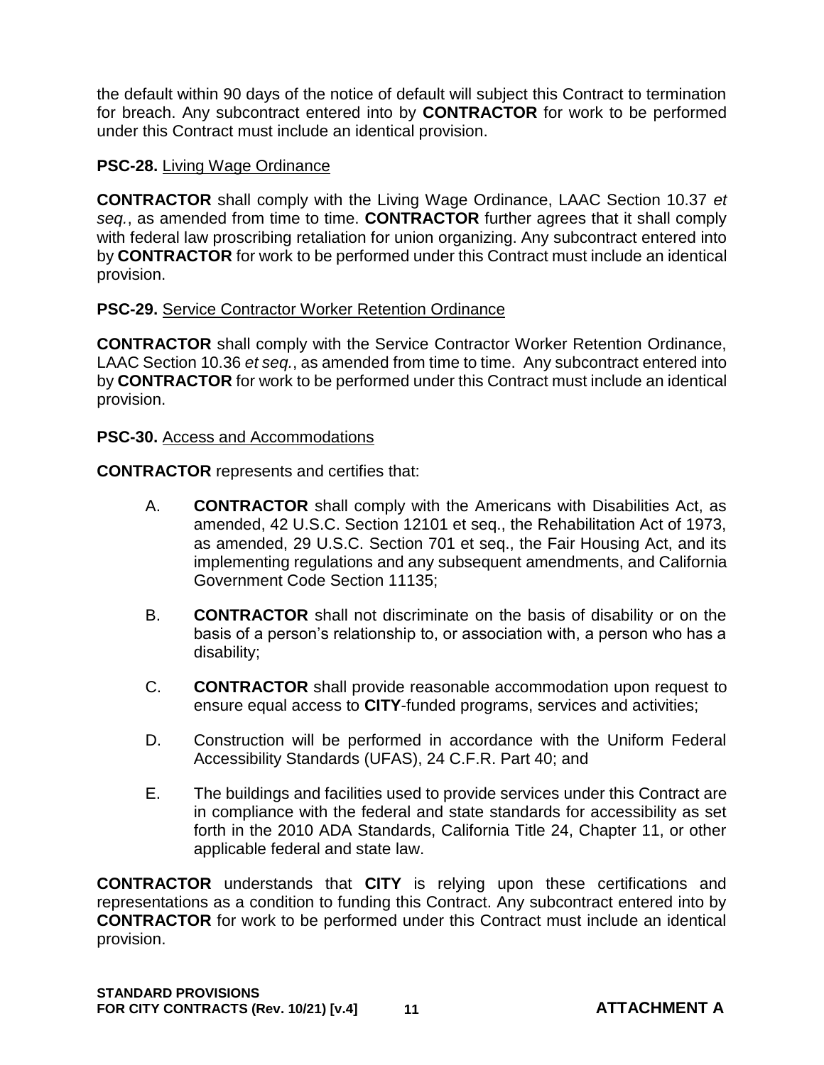the default within 90 days of the notice of default will subject this Contract to termination for breach. Any subcontract entered into by **CONTRACTOR** for work to be performed under this Contract must include an identical provision.

**PSC-28.** Living Wage Ordinance

**CONTRACTOR** shall comply with the Living Wage Ordinance, LAAC Section 10.37 *et seq.*, as amended from time to time. **CONTRACTOR** further agrees that it shall comply with federal law proscribing retaliation for union organizing. Any subcontract entered into by **CONTRACTOR** for work to be performed under this Contract must include an identical provision.

**PSC-29.** Service Contractor Worker Retention Ordinance

**CONTRACTOR** shall comply with the Service Contractor Worker Retention Ordinance, LAAC Section 10.36 *et seq.*, as amended from time to time. Any subcontract entered into by **CONTRACTOR** for work to be performed under this Contract must include an identical provision.

**PSC-30.** Access and Accommodations

**CONTRACTOR** represents and certifies that:

A. **CONTRACTOR** shall comply with the Americans with Disabilities Act, as amended, 42 U.S.C. Section 12101 et seq., the Rehabilitation Act of 1973, as amended, 29 U.S.C. Section 701 et seq., the Fair Housing Act, and its implementing regulations and any subsequent amendments, and California Government Code Section 11135;

B. **CONTRACTOR** shall not discriminate on the basis of disability or on the basis of a person's relationship to, or association with, a person who has a disability;

C. **CONTRACTOR** shall provide reasonable accommodation upon request to ensure equal access to **CITY**-funded programs, services and activities;

D. Construction will be performed in accordance with the Uniform Federal Accessibility Standards (UFAS), 24 C.F.R. Part 40; and

E. The buildings and facilities used to provide services under this Contract are in compliance with the federal and state standards for accessibility as set forth in the 2010 ADA Standards, California Title 24, Chapter 11, or other applicable federal and state law.

**CONTRACTOR** understands that **CITY** is relying upon these certifications and representations as a condition to funding this Contract. Any subcontract entered into by **CONTRACTOR** for work to be performed under this Contract must include an identical provision.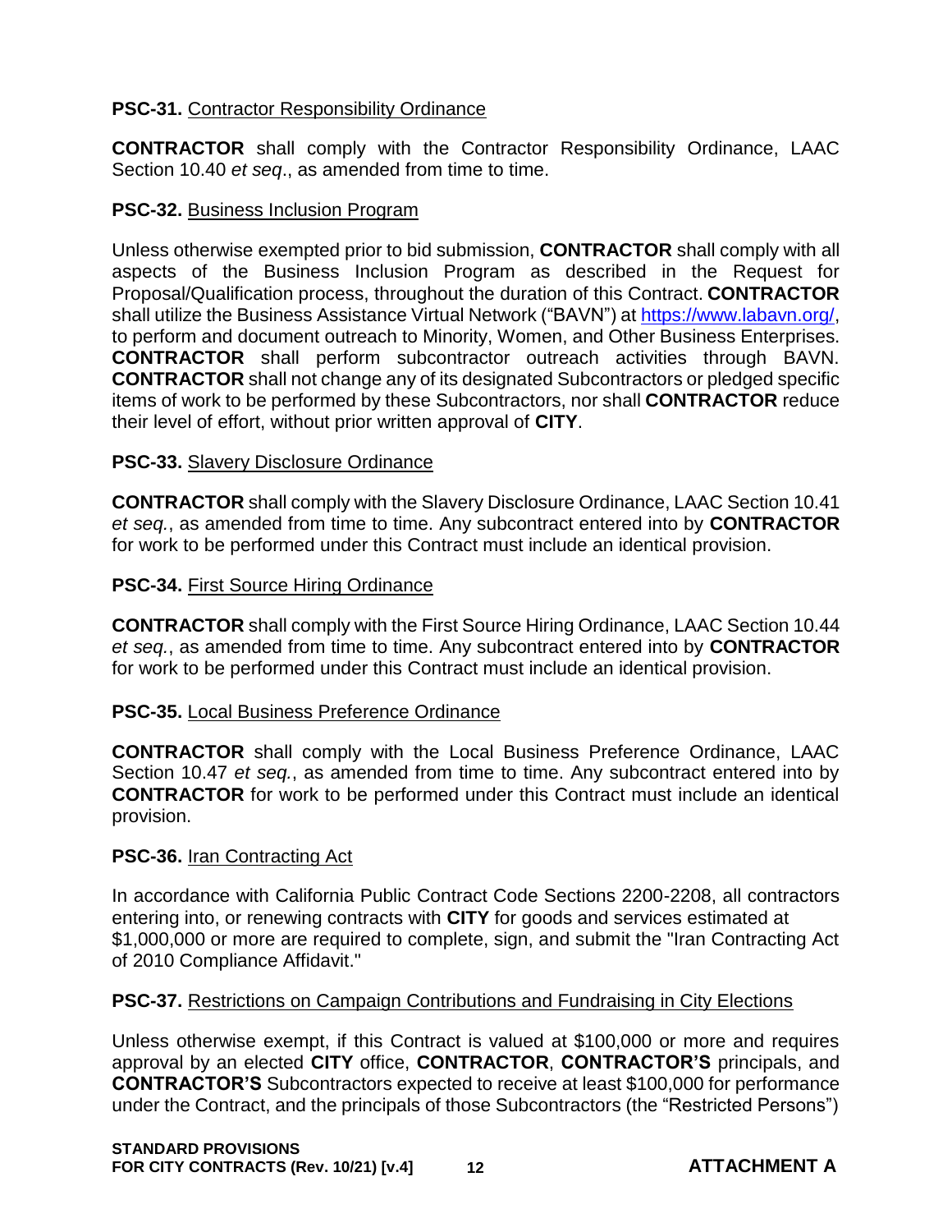**PSC-31.** Contractor Responsibility Ordinance

**CONTRACTOR** shall comply with the Contractor Responsibility Ordinance, LAAC Section 10.40 *et seq*., as amended from time to time.

**PSC-32.** Business Inclusion Program

Unless otherwise exempted prior to bid submission, **CONTRACTOR** shall comply with all aspects of the Business Inclusion Program as described in the Request for Proposal/Qualification process, throughout the duration of this Contract. **CONTRACTOR** shall utilize the Business Assistance Virtual Network ("BAVN") at https://www.labavn.org/, to perform and document outreach to Minority, Women, and Other Business Enterprises. **CONTRACTOR** shall perform subcontractor outreach activities through BAVN. **CONTRACTOR** shall not change any of its designated Subcontractors or pledged specific items of work to be performed by these Subcontractors, nor shall **CONTRACTOR** reduce their level of effort, without prior written approval of **CITY**.

**PSC-33.** Slavery Disclosure Ordinance

**CONTRACTOR** shall comply with the Slavery Disclosure Ordinance, LAAC Section 10.41 *et seq.*, as amended from time to time. Any subcontract entered into by **CONTRACTOR** for work to be performed under this Contract must include an identical provision.

**PSC-34.** First Source Hiring Ordinance

**CONTRACTOR** shall comply with the First Source Hiring Ordinance, LAAC Section 10.44 *et seq.*, as amended from time to time. Any subcontract entered into by **CONTRACTOR** for work to be performed under this Contract must include an identical provision.

**PSC-35.** Local Business Preference Ordinance

**CONTRACTOR** shall comply with the Local Business Preference Ordinance, LAAC Section 10.47 *et seq.*, as amended from time to time. Any subcontract entered into by **CONTRACTOR** for work to be performed under this Contract must include an identical provision.

**PSC-36.** Iran Contracting Act

In accordance with California Public Contract Code Sections 2200-2208, all contractors entering into, or renewing contracts with **CITY** for goods and services estimated at $1,000,000 or more are required to complete, sign, and submit the "Iran Contracting Act of 2010 Compliance Affidavit."

**PSC-37.** Restrictions on Campaign Contributions and Fundraising in City Elections

Unless otherwise exempt, if this Contract is valued at $100,000 or more and requires approval by an elected **CITY** office, **CONTRACTOR**, **CONTRACTOR'S** principals, and **CONTRACTOR'S** Subcontractors expected to receive at least $100,000 for performance under the Contract, and the principals of those Subcontractors (the "Restricted Persons")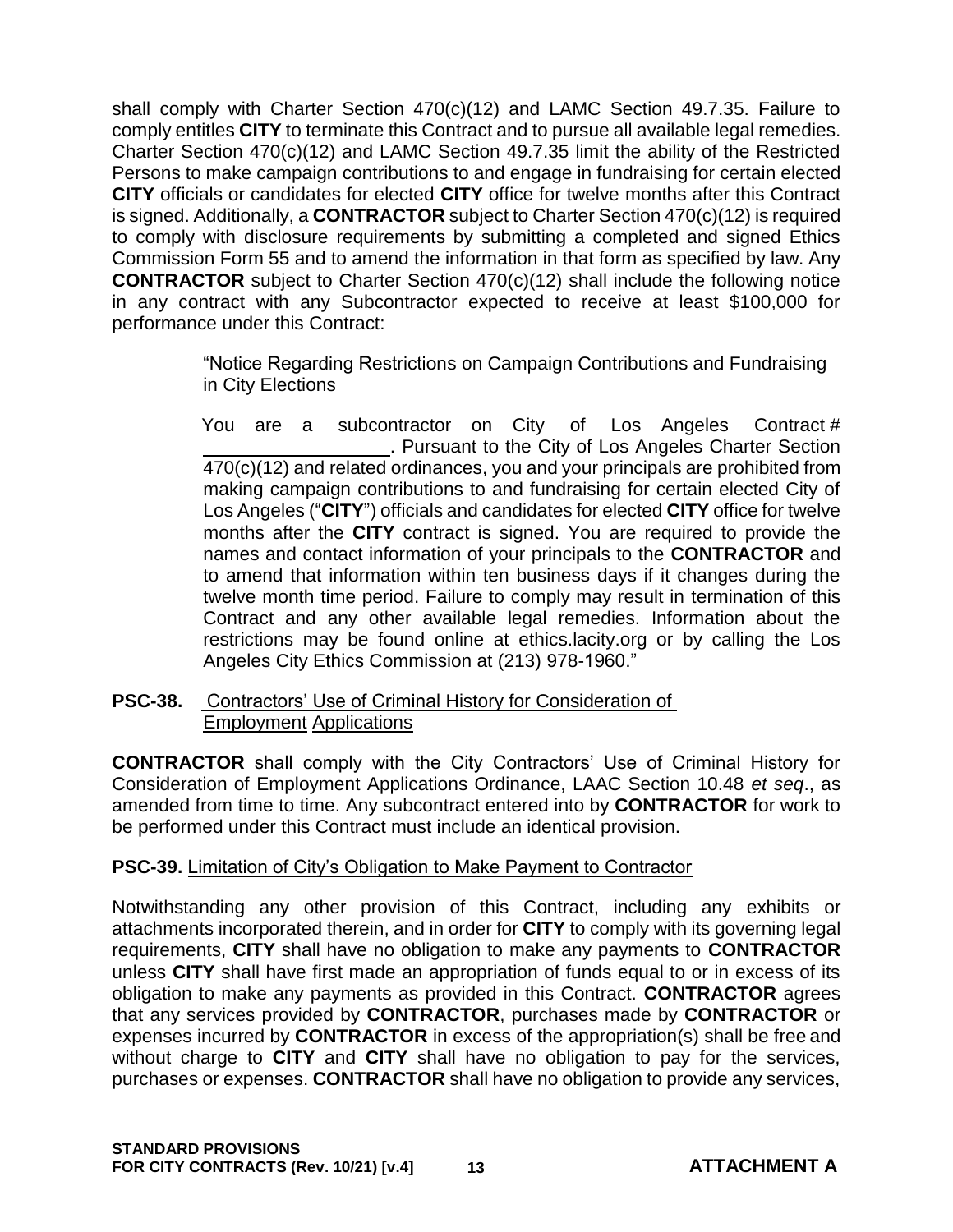shall comply with Charter Section 470(c)(12) and LAMC Section 49.7.35. Failure to comply entitles **CITY** to terminate this Contract and to pursue all available legal remedies. Charter Section 470(c)(12) and LAMC Section 49.7.35 limit the ability of the Restricted Persons to make campaign contributions to and engage in fundraising for certain elected **CITY** officials or candidates for elected **CITY** office for twelve months after this Contract is signed. Additionally, a **CONTRACTOR** subject to Charter Section 470(c)(12) is required to comply with disclosure requirements by submitting a completed and signed Ethics Commission Form 55 and to amend the information in that form as specified by law. Any **CONTRACTOR** subject to Charter Section 470(c)(12) shall include the following notice in any contract with any Subcontractor expected to receive at least $100,000 for performance under this Contract:

> "Notice Regarding Restrictions on Campaign Contributions and Fundraising in City Elections
>
> You are a subcontractor on City of Los Angeles Contract # \_\_\_\_\_\_\_\_\_\_\_\_\_\_\_\_\_\_. Pursuant to the City of Los Angeles Charter Section 470(c)(12) and related ordinances, you and your principals are prohibited from making campaign contributions to and fundraising for certain elected City of Los Angeles ("**CITY**") officials and candidates for elected **CITY** office for twelve months after the **CITY** contract is signed. You are required to provide the names and contact information of your principals to the **CONTRACTOR** and to amend that information within ten business days if it changes during the twelve month time period. Failure to comply may result in termination of this Contract and any other available legal remedies. Information about the restrictions may be found online at ethics.lacity.org or by calling the Los Angeles City Ethics Commission at (213) 978-1960."

**PSC-38.** Contractors' Use of Criminal History for Consideration of Employment Applications

**CONTRACTOR** shall comply with the City Contractors' Use of Criminal History for Consideration of Employment Applications Ordinance, LAAC Section 10.48 *et seq*., as amended from time to time. Any subcontract entered into by **CONTRACTOR** for work to be performed under this Contract must include an identical provision.

**PSC-39.** Limitation of City's Obligation to Make Payment to Contractor

Notwithstanding any other provision of this Contract, including any exhibits or attachments incorporated therein, and in order for **CITY** to comply with its governing legal requirements, **CITY** shall have no obligation to make any payments to **CONTRACTOR** unless **CITY** shall have first made an appropriation of funds equal to or in excess of its obligation to make any payments as provided in this Contract. **CONTRACTOR** agrees that any services provided by **CONTRACTOR**, purchases made by **CONTRACTOR** or expenses incurred by **CONTRACTOR** in excess of the appropriation(s) shall be free and without charge to **CITY** and **CITY** shall have no obligation to pay for the services, purchases or expenses. **CONTRACTOR** shall have no obligation to provide any services,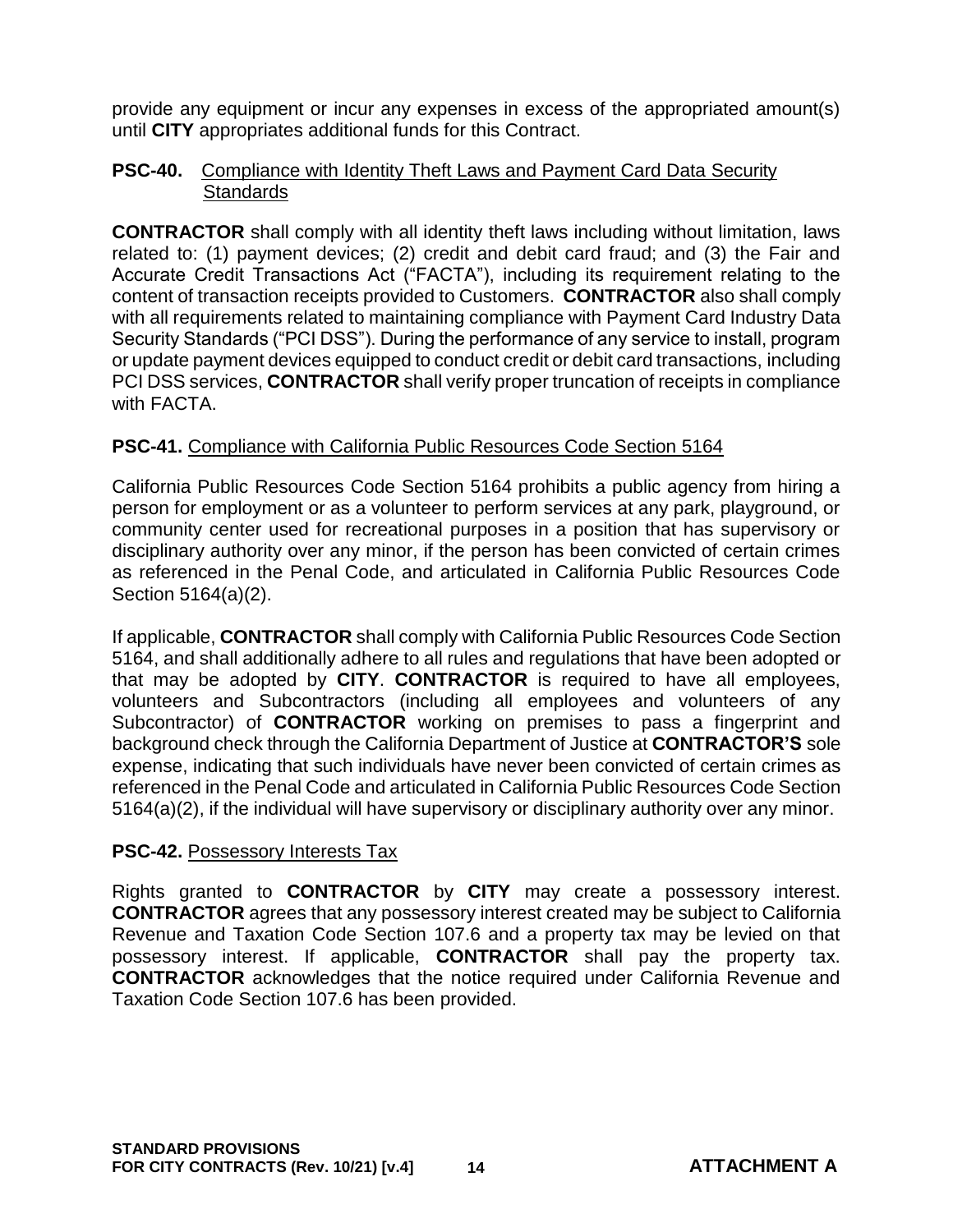provide any equipment or incur any expenses in excess of the appropriated amount(s) until **CITY** appropriates additional funds for this Contract.

**PSC-40.** Compliance with Identity Theft Laws and Payment Card Data Security Standards

**CONTRACTOR** shall comply with all identity theft laws including without limitation, laws related to: (1) payment devices; (2) credit and debit card fraud; and (3) the Fair and Accurate Credit Transactions Act ("FACTA"), including its requirement relating to the content of transaction receipts provided to Customers. **CONTRACTOR** also shall comply with all requirements related to maintaining compliance with Payment Card Industry Data Security Standards ("PCI DSS"). During the performance of any service to install, program or update payment devices equipped to conduct credit or debit card transactions, including PCI DSS services, **CONTRACTOR** shall verify proper truncation of receipts in compliance with FACTA.

**PSC-41.** Compliance with California Public Resources Code Section 5164

California Public Resources Code Section 5164 prohibits a public agency from hiring a person for employment or as a volunteer to perform services at any park, playground, or community center used for recreational purposes in a position that has supervisory or disciplinary authority over any minor, if the person has been convicted of certain crimes as referenced in the Penal Code, and articulated in California Public Resources Code Section 5164(a)(2).

If applicable, **CONTRACTOR** shall comply with California Public Resources Code Section 5164, and shall additionally adhere to all rules and regulations that have been adopted or that may be adopted by **CITY**. **CONTRACTOR** is required to have all employees, volunteers and Subcontractors (including all employees and volunteers of any Subcontractor) of **CONTRACTOR** working on premises to pass a fingerprint and background check through the California Department of Justice at **CONTRACTOR'S** sole expense, indicating that such individuals have never been convicted of certain crimes as referenced in the Penal Code and articulated in California Public Resources Code Section 5164(a)(2), if the individual will have supervisory or disciplinary authority over any minor.

**PSC-42.** Possessory Interests Tax

Rights granted to **CONTRACTOR** by **CITY** may create a possessory interest. **CONTRACTOR** agrees that any possessory interest created may be subject to California Revenue and Taxation Code Section 107.6 and a property tax may be levied on that possessory interest. If applicable, **CONTRACTOR** shall pay the property tax. **CONTRACTOR** acknowledges that the notice required under California Revenue and Taxation Code Section 107.6 has been provided.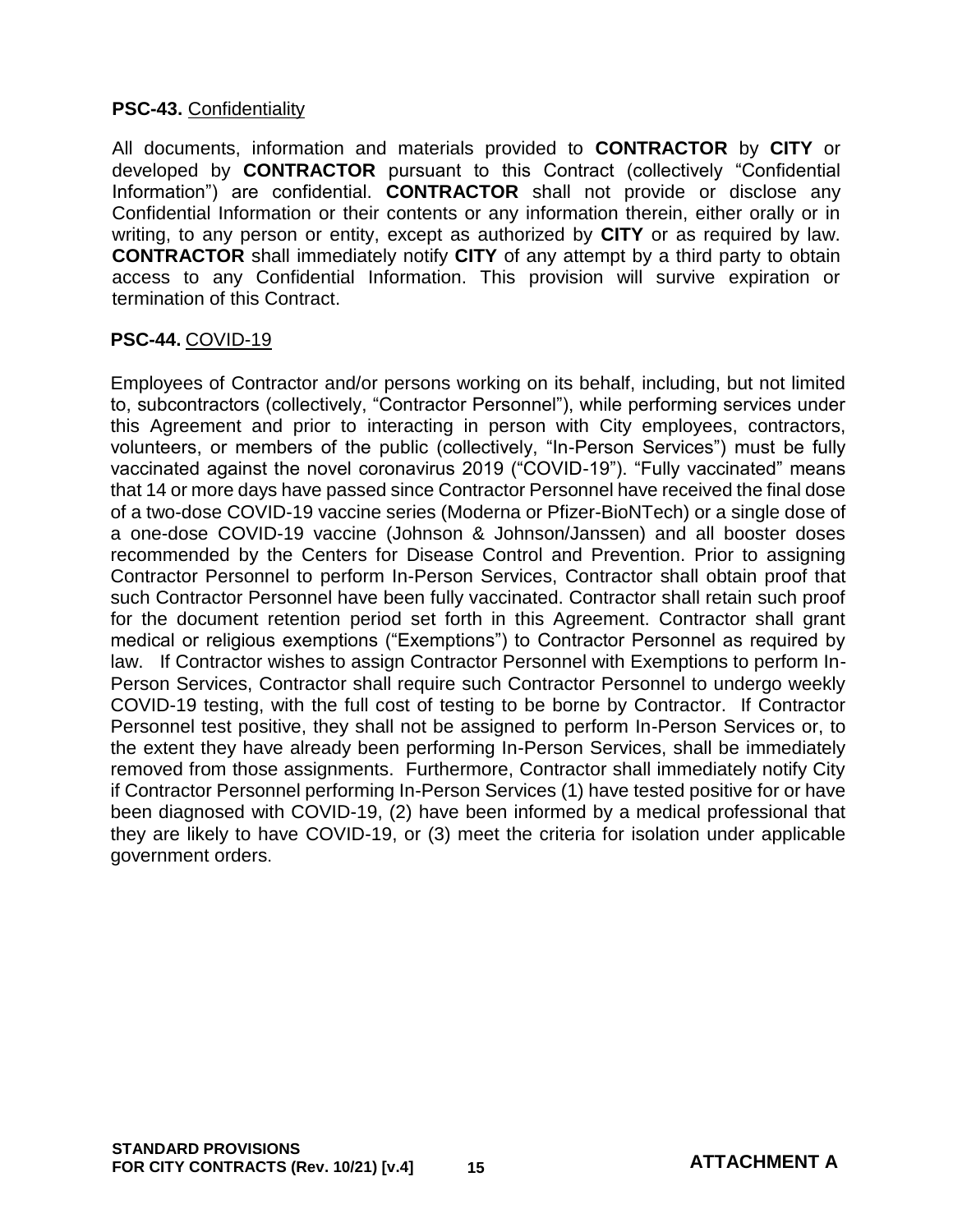**PSC-43.** Confidentiality

All documents, information and materials provided to **CONTRACTOR** by **CITY** or developed by **CONTRACTOR** pursuant to this Contract (collectively "Confidential Information") are confidential. **CONTRACTOR** shall not provide or disclose any Confidential Information or their contents or any information therein, either orally or in writing, to any person or entity, except as authorized by **CITY** or as required by law. **CONTRACTOR** shall immediately notify **CITY** of any attempt by a third party to obtain access to any Confidential Information. This provision will survive expiration or termination of this Contract.

**PSC-44.** COVID-19

Employees of Contractor and/or persons working on its behalf, including, but not limited to, subcontractors (collectively, "Contractor Personnel"), while performing services under this Agreement and prior to interacting in person with City employees, contractors, volunteers, or members of the public (collectively, "In-Person Services") must be fully vaccinated against the novel coronavirus 2019 ("COVID-19"). "Fully vaccinated" means that 14 or more days have passed since Contractor Personnel have received the final dose of a two-dose COVID-19 vaccine series (Moderna or Pfizer-BioNTech) or a single dose of a one-dose COVID-19 vaccine (Johnson & Johnson/Janssen) and all booster doses recommended by the Centers for Disease Control and Prevention. Prior to assigning Contractor Personnel to perform In-Person Services, Contractor shall obtain proof that such Contractor Personnel have been fully vaccinated. Contractor shall retain such proof for the document retention period set forth in this Agreement. Contractor shall grant medical or religious exemptions ("Exemptions") to Contractor Personnel as required by law. If Contractor wishes to assign Contractor Personnel with Exemptions to perform In-Person Services, Contractor shall require such Contractor Personnel to undergo weekly COVID-19 testing, with the full cost of testing to be borne by Contractor. If Contractor Personnel test positive, they shall not be assigned to perform In-Person Services or, to the extent they have already been performing In-Person Services, shall be immediately removed from those assignments. Furthermore, Contractor shall immediately notify City if Contractor Personnel performing In-Person Services (1) have tested positive for or have been diagnosed with COVID-19, (2) have been informed by a medical professional that they are likely to have COVID-19, or (3) meet the criteria for isolation under applicable government orders.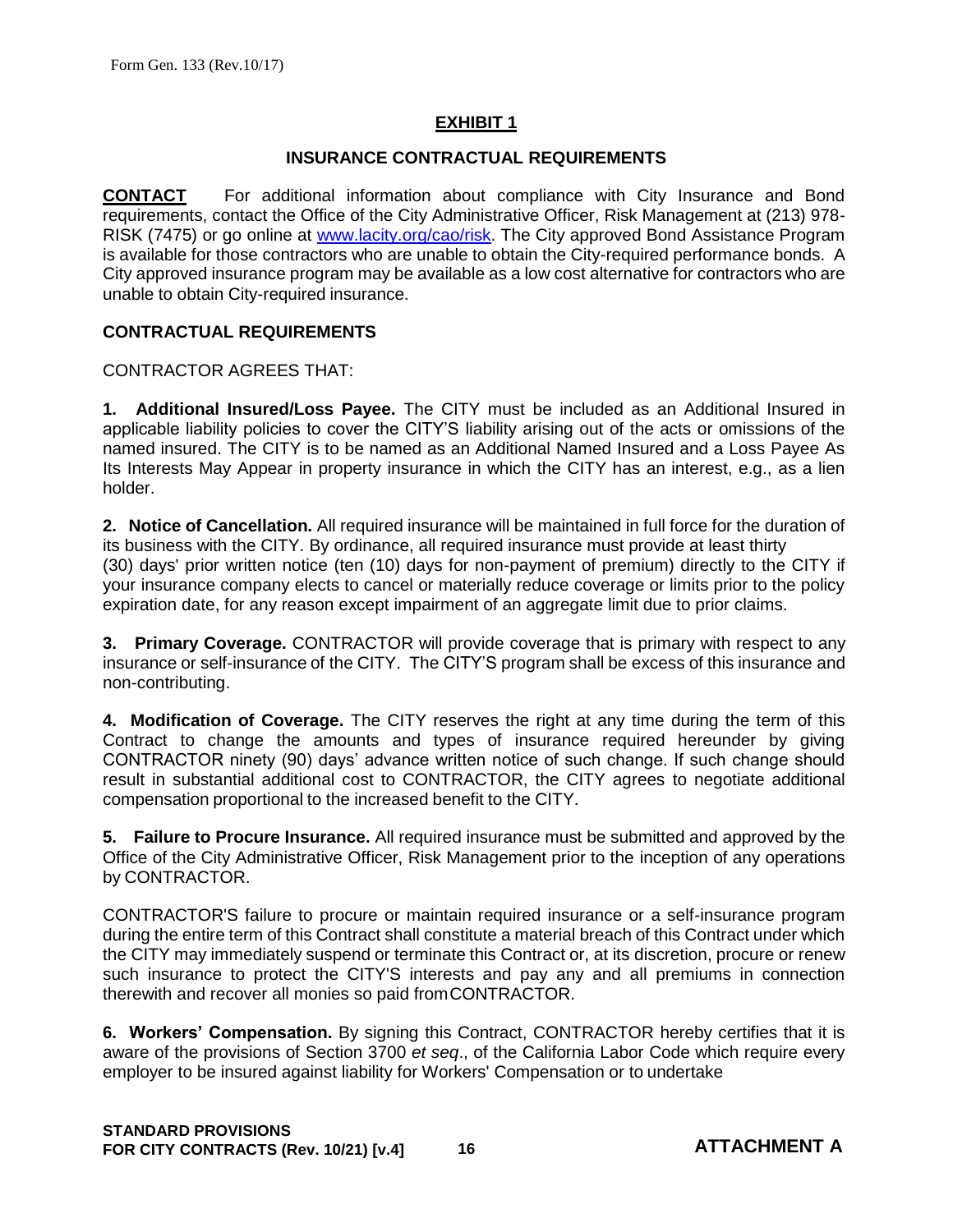## EXHIBIT 1

### INSURANCE CONTRACTUAL REQUIREMENTS

**CONTACT** For additional information about compliance with City Insurance and Bond requirements, contact the Office of the City Administrative Officer, Risk Management at (213) 978-RISK (7475) or go online at www.lacity.org/cao/risk. The City approved Bond Assistance Program is available for those contractors who are unable to obtain the City-required performance bonds. A City approved insurance program may be available as a low cost alternative for contractors who are unable to obtain City-required insurance.

### CONTRACTUAL REQUIREMENTS

CONTRACTOR AGREES THAT:

**1. Additional Insured/Loss Payee.** The CITY must be included as an Additional Insured in applicable liability policies to cover the CITY'S liability arising out of the acts or omissions of the named insured. The CITY is to be named as an Additional Named Insured and a Loss Payee As Its Interests May Appear in property insurance in which the CITY has an interest, e.g., as a lien holder.

**2. Notice of Cancellation.** All required insurance will be maintained in full force for the duration of its business with the CITY. By ordinance, all required insurance must provide at least thirty (30) days' prior written notice (ten (10) days for non-payment of premium) directly to the CITY if your insurance company elects to cancel or materially reduce coverage or limits prior to the policy expiration date, for any reason except impairment of an aggregate limit due to prior claims.

**3. Primary Coverage.** CONTRACTOR will provide coverage that is primary with respect to any insurance or self-insurance of the CITY. The CITY'S program shall be excess of this insurance and non-contributing.

**4. Modification of Coverage.** The CITY reserves the right at any time during the term of this Contract to change the amounts and types of insurance required hereunder by giving CONTRACTOR ninety (90) days' advance written notice of such change. If such change should result in substantial additional cost to CONTRACTOR, the CITY agrees to negotiate additional compensation proportional to the increased benefit to the CITY.

**5. Failure to Procure Insurance.** All required insurance must be submitted and approved by the Office of the City Administrative Officer, Risk Management prior to the inception of any operations by CONTRACTOR.

CONTRACTOR'S failure to procure or maintain required insurance or a self-insurance program during the entire term of this Contract shall constitute a material breach of this Contract under which the CITY may immediately suspend or terminate this Contract or, at its discretion, procure or renew such insurance to protect the CITY'S interests and pay any and all premiums in connection therewith and recover all monies so paid from CONTRACTOR.

**6. Workers' Compensation.** By signing this Contract, CONTRACTOR hereby certifies that it is aware of the provisions of Section 3700 *et seq*., of the California Labor Code which require every employer to be insured against liability for Workers' Compensation or to undertake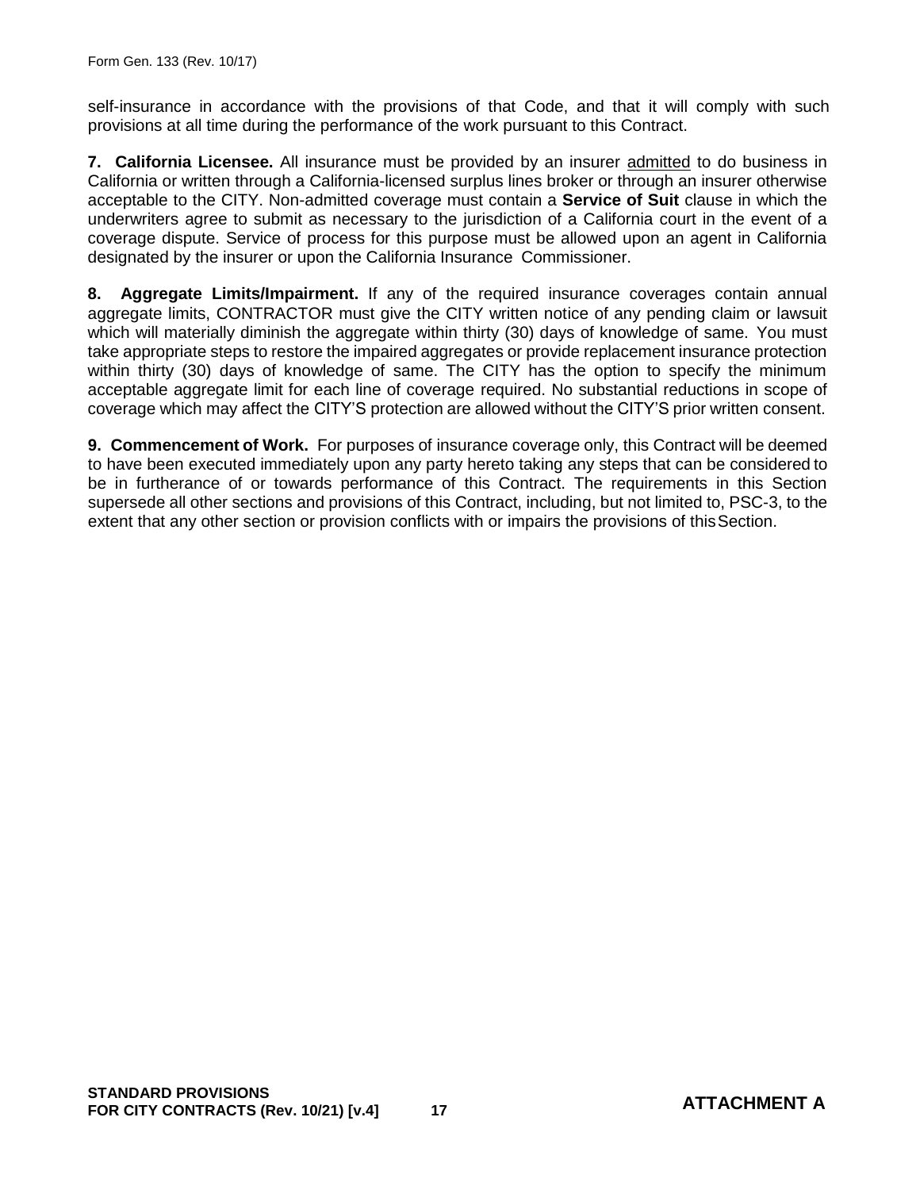self-insurance in accordance with the provisions of that Code, and that it will comply with such provisions at all time during the performance of the work pursuant to this Contract.

**7. California Licensee.** All insurance must be provided by an insurer admitted to do business in California or written through a California-licensed surplus lines broker or through an insurer otherwise acceptable to the CITY. Non-admitted coverage must contain a **Service of Suit** clause in which the underwriters agree to submit as necessary to the jurisdiction of a California court in the event of a coverage dispute. Service of process for this purpose must be allowed upon an agent in California designated by the insurer or upon the California Insurance Commissioner.

**8. Aggregate Limits/Impairment.** If any of the required insurance coverages contain annual aggregate limits, CONTRACTOR must give the CITY written notice of any pending claim or lawsuit which will materially diminish the aggregate within thirty (30) days of knowledge of same. You must take appropriate steps to restore the impaired aggregates or provide replacement insurance protection within thirty (30) days of knowledge of same. The CITY has the option to specify the minimum acceptable aggregate limit for each line of coverage required. No substantial reductions in scope of coverage which may affect the CITY'S protection are allowed without the CITY'S prior written consent.

**9. Commencement of Work.** For purposes of insurance coverage only, this Contract will be deemed to have been executed immediately upon any party hereto taking any steps that can be considered to be in furtherance of or towards performance of this Contract. The requirements in this Section supersede all other sections and provisions of this Contract, including, but not limited to, PSC-3, to the extent that any other section or provision conflicts with or impairs the provisions of this Section.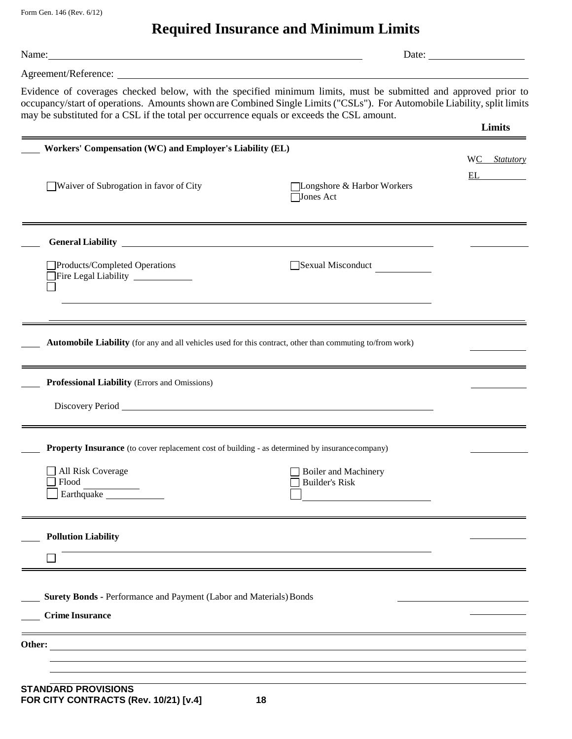Form Gen. 146 (Rev. 6/12)

# Required Insurance and Minimum Limits

Name: ______________________________ Date: ______________

Agreement/Reference: ______________________________

Evidence of coverages checked below, with the specified minimum limits, must be submitted and approved prior to occupancy/start of operations. Amounts shown are Combined Single Limits ("CSLs"). For Automobile Liability, split limits may be substituted for a CSL if the total per occurrence equals or exceeds the CSL amount.

**Limits**

---

____ **Workers' Compensation (WC) and Employer's Liability (EL)** — WC *Statutory* / EL ______

☐ Waiver of Subrogation in favor of City

☐ Longshore & Harbor Workers

☐ Jones Act

---

____ **General Liability** ______________________________ ______

☐ Products/Completed Operations

☐ Fire Legal Liability ______

☐ Sexual Misconduct ______

☐ ______________________________

---

____ **Automobile Liability** (for any and all vehicles used for this contract, other than commuting to/from work) ______

---

____ **Professional Liability** (Errors and Omissions) ______

Discovery Period ______________________________

---

____ **Property Insurance** (to cover replacement cost of building - as determined by insurance company) ______

☐ All Risk Coverage

☐ Flood ______

☐ Earthquake ______

☐ Boiler and Machinery

☐ Builder's Risk

☐ ______________________________

---

____ **Pollution Liability** ______

☐ ______________________________

---

____ **Surety Bonds -** Performance and Payment (Labor and Materials) Bonds ______

____ **Crime Insurance** ______

---

**Other:** ______________________________

**STANDARD PROVISIONS**
**FOR CITY CONTRACTS (Rev. 10/21) [v.4]**